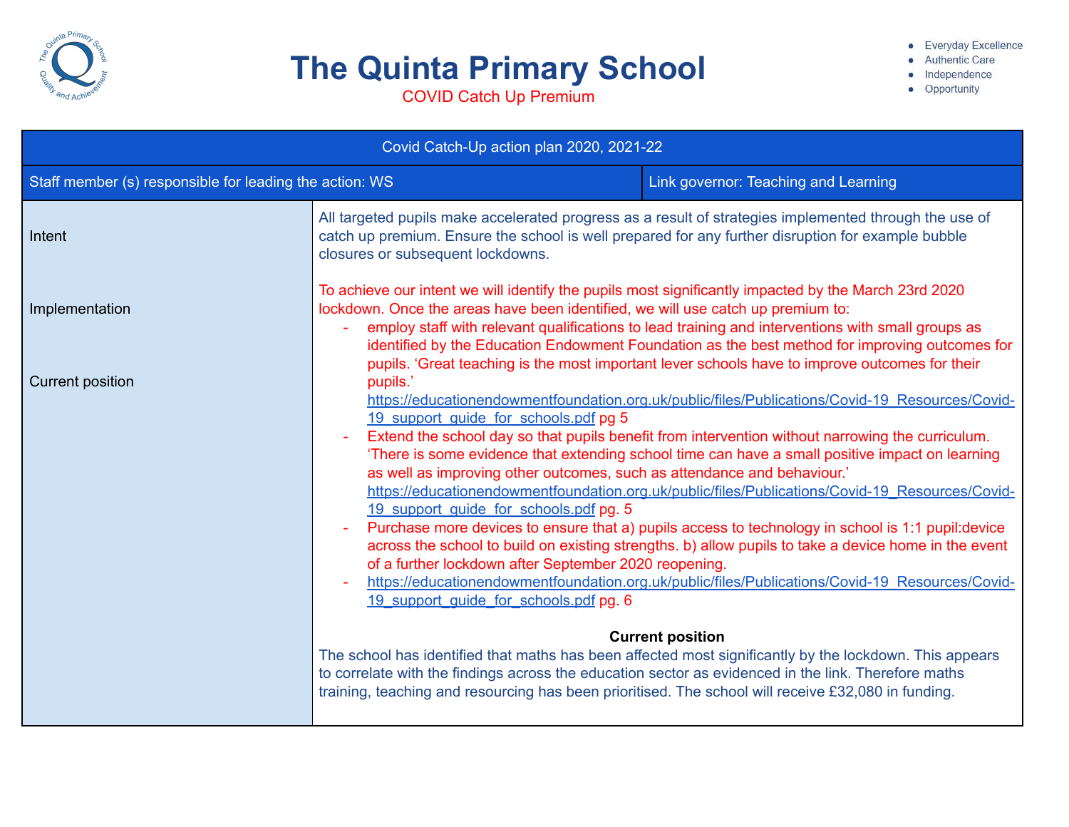# The Quinta Primary School

COVID Catch Up Premium

- Everyday Excellence
- Authentic Care
- Independence
- Opportunity

| Covid Catch-Up action plan 2020, 2021-22 | |
|---|---|
| Staff member (s) responsible for leading the action: WS | Link governor: Teaching and Learning |
| Intent<br><br>Implementation<br><br>Current position | All targeted pupils make accelerated progress as a result of strategies implemented through the use of catch up premium. Ensure the school is well prepared for any further disruption for example bubble closures or subsequent lockdowns.<br><br>To achieve our intent we will identify the pupils most significantly impacted by the March 23rd 2020 lockdown. Once the areas have been identified, we will use catch up premium to:<br>- employ staff with relevant qualifications to lead training and interventions with small groups as identified by the Education Endowment Foundation as the best method for improving outcomes for pupils. 'Great teaching is the most important lever schools have to improve outcomes for their pupils.' https://educationendowmentfoundation.org.uk/public/files/Publications/Covid-19_Resources/Covid-19_support_guide_for_schools.pdf pg 5<br>- Extend the school day so that pupils benefit from intervention without narrowing the curriculum. 'There is some evidence that extending school time can have a small positive impact on learning as well as improving other outcomes, such as attendance and behaviour.' https://educationendowmentfoundation.org.uk/public/files/Publications/Covid-19_Resources/Covid-19_support_guide_for_schools.pdf pg. 5<br>- Purchase more devices to ensure that a) pupils access to technology in school is 1:1 pupil:device across the school to build on existing strengths. b) allow pupils to take a device home in the event of a further lockdown after September 2020 reopening.<br>- https://educationendowmentfoundation.org.uk/public/files/Publications/Covid-19_Resources/Covid-19_support_guide_for_schools.pdf pg. 6<br><br>**Current position**<br>The school has identified that maths has been affected most significantly by the lockdown. This appears to correlate with the findings across the education sector as evidenced in the link. Therefore maths training, teaching and resourcing has been prioritised. The school will receive £32,080 in funding. |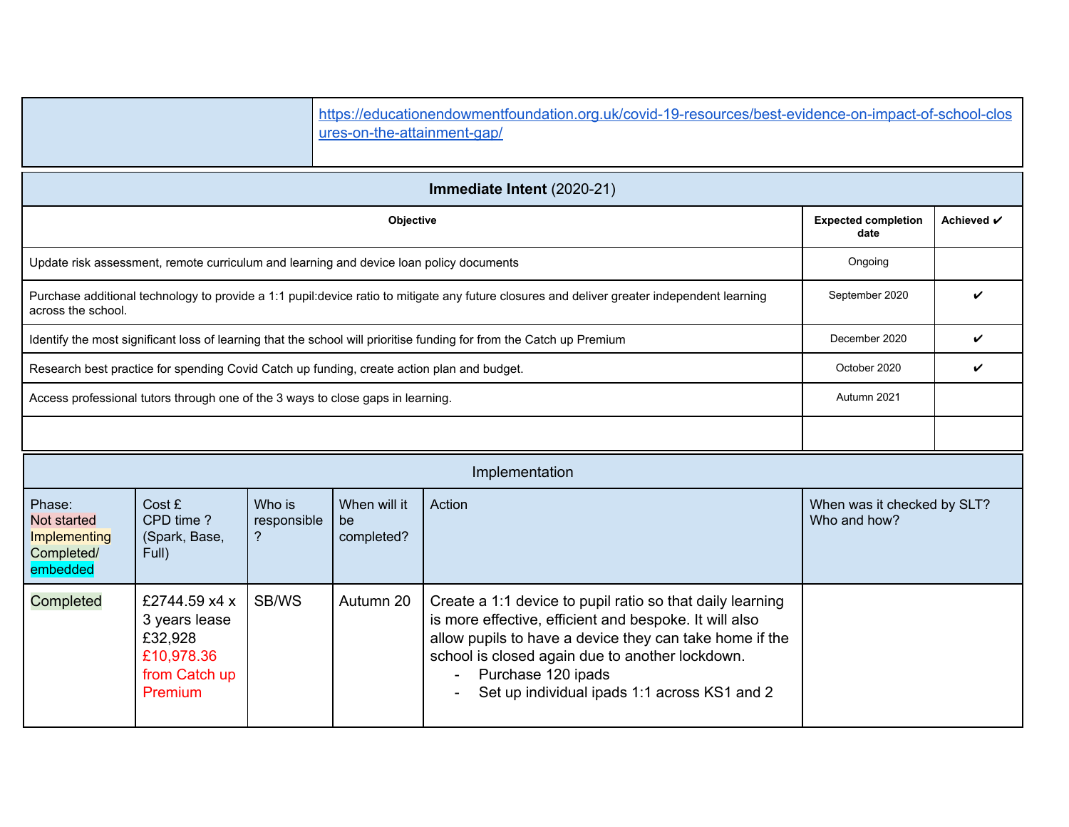| | https://educationendowmentfoundation.org.uk/covid-19-resources/best-evidence-on-impact-of-school-closures-on-the-attainment-gap/ |
|---|---|

| **Immediate Intent** (2020-21) | | |
|---|---|---|
| **Objective** | **Expected completion date** | **Achieved ✔** |
| Update risk assessment, remote curriculum and learning and device loan policy documents | Ongoing | |
| Purchase additional technology to provide a 1:1 pupil:device ratio to mitigate any future closures and deliver greater independent learning across the school. | September 2020 | ✔ |
| Identify the most significant loss of learning that the school will prioritise funding for from the Catch up Premium | December 2020 | ✔ |
| Research best practice for spending Covid Catch up funding, create action plan and budget. | October 2020 | ✔ |
| Access professional tutors through one of the 3 ways to close gaps in learning. | Autumn 2021 | |
| | | |

| Implementation | | | | | |
|---|---|---|---|---|---|
| Phase: Not started / Implementing / Completed/ embedded | Cost £ CPD time ? (Spark, Base, Full) | Who is responsible ? | When will it be completed? | Action | When was it checked by SLT? Who and how? |
| Completed | £2744.59 x4 x 3 years lease £32,928 £10,978.36 from Catch up Premium | SB/WS | Autumn 20 | Create a 1:1 device to pupil ratio so that daily learning is more effective, efficient and bespoke. It will also allow pupils to have a device they can take home if the school is closed again due to another lockdown.<br>- Purchase 120 ipads<br>- Set up individual ipads 1:1 across KS1 and 2 | |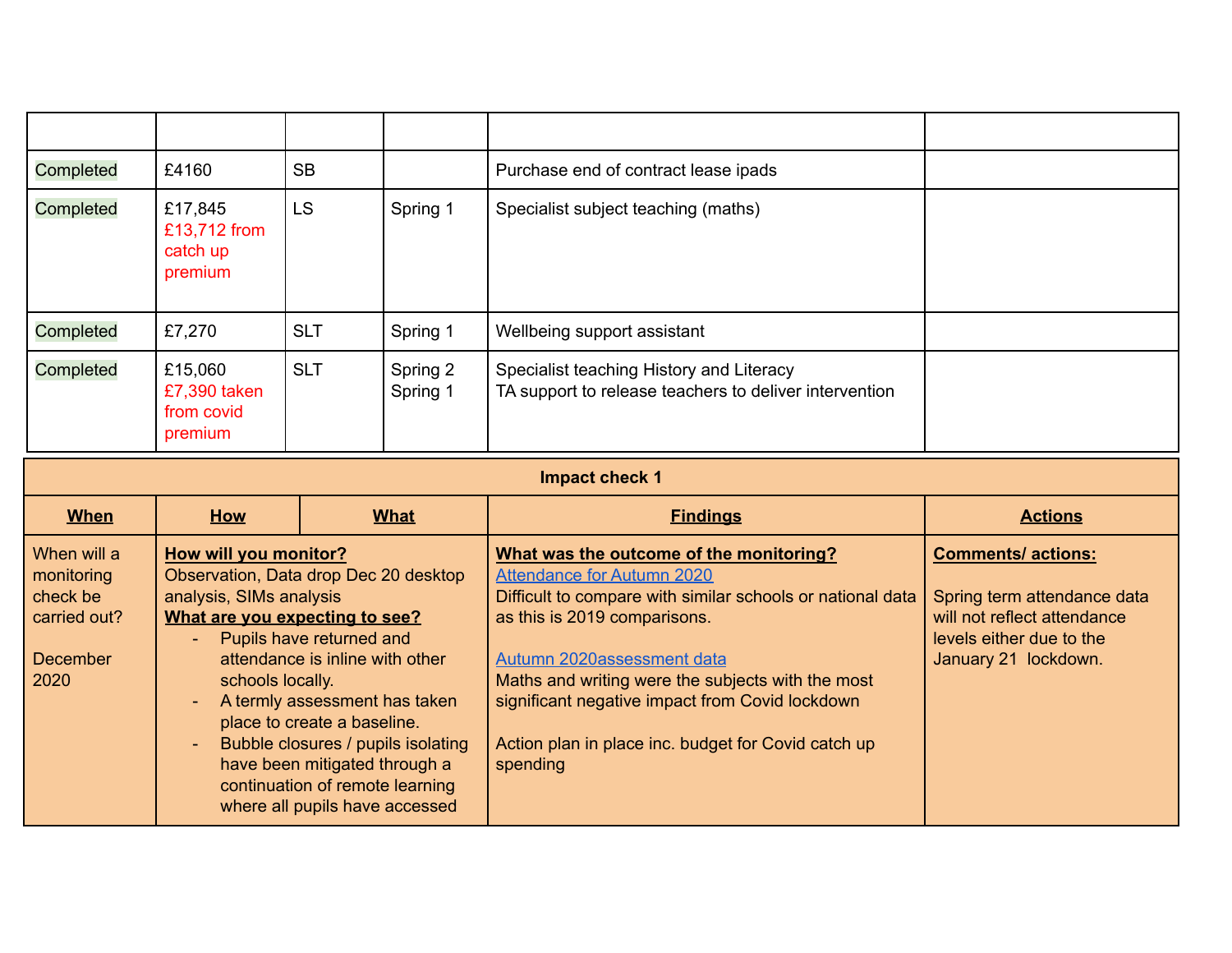| | | | | | |
|---|---|---|---|---|---|
| Completed | £4160 | SB | | Purchase end of contract lease ipads | |
| Completed | £17,845<br>£13,712 from catch up premium | LS | Spring 1 | Specialist subject teaching (maths) | |
| Completed | £7,270 | SLT | Spring 1 | Wellbeing support assistant | |
| Completed | £15,060<br>£7,390 taken from covid premium | SLT | Spring 2<br>Spring 1 | Specialist teaching History and Literacy<br>TA support to release teachers to deliver intervention | |

| Impact check 1 | | | | |
|---|---|---|---|---|
| **When** | **How** | **What** | **Findings** | **Actions** |
| When will a monitoring check be carried out?<br><br>December 2020 | **How will you monitor?**<br>Observation, Data drop Dec 20 desktop analysis, SIMs analysis<br>**What are you expecting to see?**<br>- Pupils have returned and attendance is inline with other schools locally.<br>- A termly assessment has taken place to create a baseline.<br>- Bubble closures / pupils isolating have been mitigated through a continuation of remote learning where all pupils have accessed | | **What was the outcome of the monitoring?**<br>Attendance for Autumn 2020<br>Difficult to compare with similar schools or national data as this is 2019 comparisons.<br><br>Autumn 2020assessment data<br>Maths and writing were the subjects with the most significant negative impact from Covid lockdown<br><br>Action plan in place inc. budget for Covid catch up spending | **Comments/ actions:**<br><br>Spring term attendance data will not reflect attendance levels either due to the January 21 lockdown. |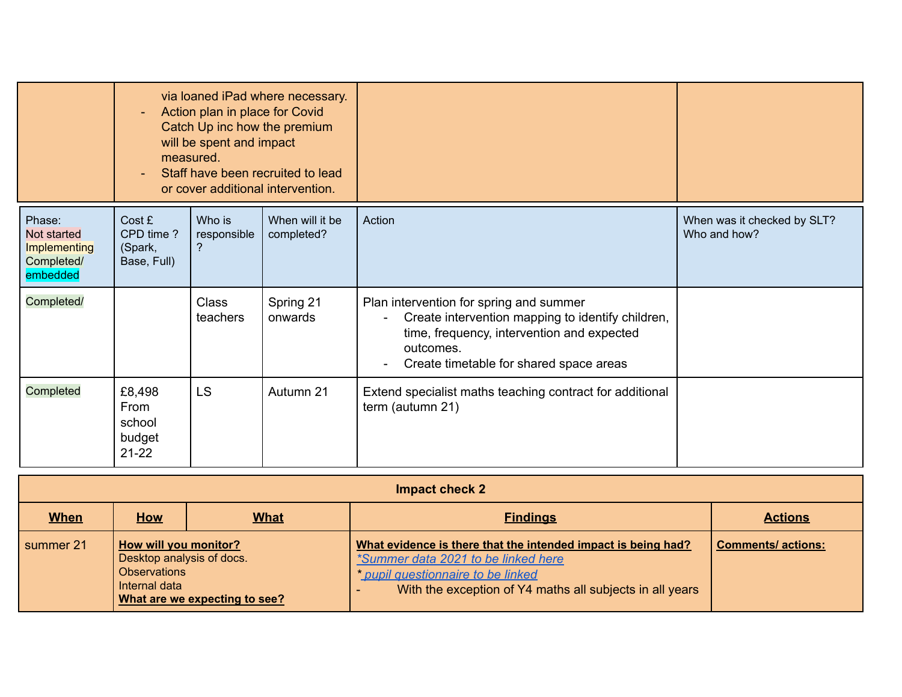| | | | |
|---|---|---|---|
| | via loaned iPad where necessary.<br>- Action plan in place for Covid Catch Up inc how the premium will be spent and impact measured.<br>- Staff have been recruited to lead or cover additional intervention. | | |

| Phase: Not started Implementing Completed/ embedded | Cost £ CPD time ? (Spark, Base, Full) | Who is responsible ? | When will it be completed? | Action | When was it checked by SLT? Who and how? |
|---|---|---|---|---|---|
| Completed/ | | Class teachers | Spring 21 onwards | Plan intervention for spring and summer<br>- Create intervention mapping to identify children, time, frequency, intervention and expected outcomes.<br>- Create timetable for shared space areas | |
| Completed | £8,498 From school budget 21-22 | LS | Autumn 21 | Extend specialist maths teaching contract for additional term (autumn 21) | |

| Impact check 2 | | | | |
|---|---|---|---|---|
| **When** | **How** | **What** | **Findings** | **Actions** |
| summer 21 | **How will you monitor?**<br>Desktop analysis of docs.<br>Observations<br>Internal data<br>**What are we expecting to see?** | | **What evidence is there that the intended impact is being had?**<br>*Summer data 2021 to be linked here*<br>* pupil questionnaire to be linked<br>- With the exception of Y4 maths all subjects in all years | **Comments/ actions:** |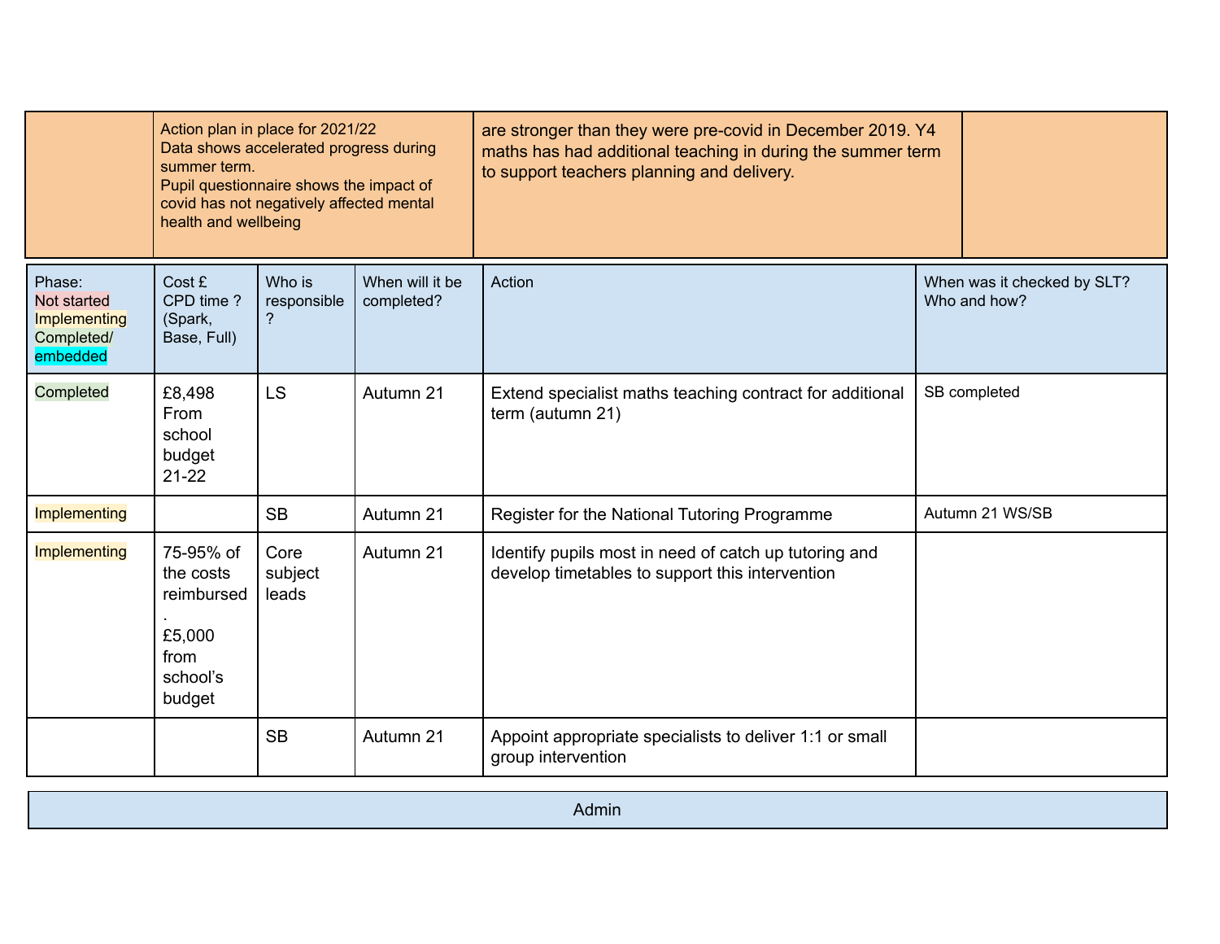| | Action plan in place for 2021/22<br>Data shows accelerated progress during summer term.<br>Pupil questionnaire shows the impact of covid has not negatively affected mental health and wellbeing | are stronger than they were pre-covid in December 2019. Y4 maths has had additional teaching in during the summer term to support teachers planning and delivery. | |
|---|---|---|---|

| Phase:<br>Not started<br>Implementing<br>Completed/ embedded | Cost £<br>CPD time ? (Spark, Base, Full) | Who is responsible ? | When will it be completed? | Action | When was it checked by SLT? Who and how? |
|---|---|---|---|---|---|
| Completed | £8,498 From school budget 21-22 | LS | Autumn 21 | Extend specialist maths teaching contract for additional term (autumn 21) | SB completed |
| Implementing | | SB | Autumn 21 | Register for the National Tutoring Programme | Autumn 21 WS/SB |
| Implementing | 75-95% of the costs reimbursed.<br>£5,000 from school's budget | Core subject leads | Autumn 21 | Identify pupils most in need of catch up tutoring and develop timetables to support this intervention | |
| | | SB | Autumn 21 | Appoint appropriate specialists to deliver 1:1 or small group intervention | |

| Admin |
|---|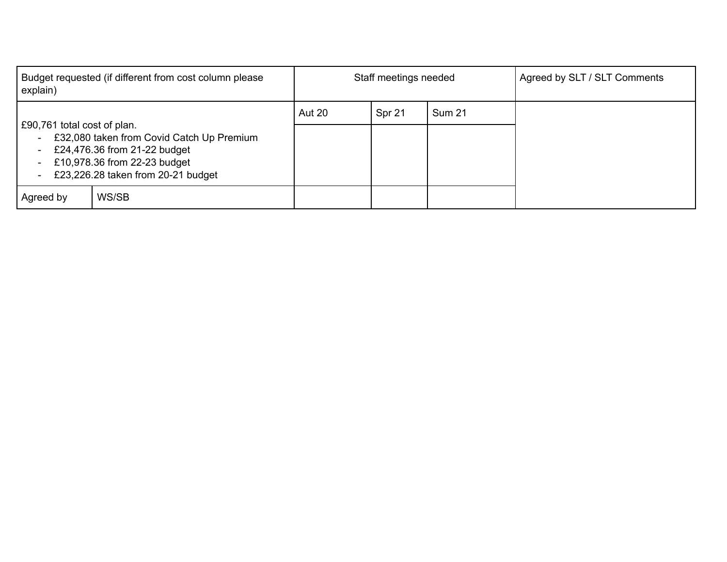| Budget requested (if different from cost column please explain) | | Staff meetings needed | | | Agreed by SLT / SLT Comments |
|---|---|---|---|---|---|
| £90,761 total cost of plan.<br>- £32,080 taken from Covid Catch Up Premium<br>- £24,476.36 from 21-22 budget<br>- £10,978.36 from 22-23 budget<br>- £23,226.28 taken from 20-21 budget | | Aut 20 | Spr 21 | Sum 21 | |
| | | | | | |
| Agreed by | WS/SB | | | | |